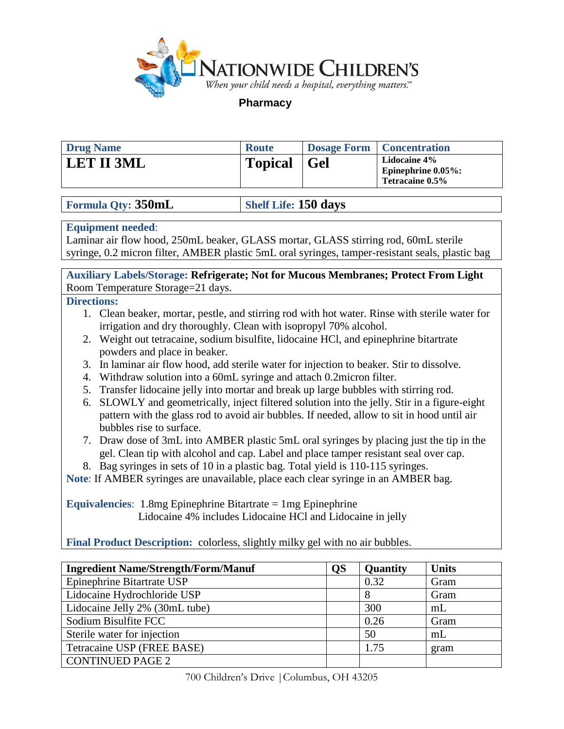**Nationwide Children's**
*When your child needs a hospital, everything matters.*℠

**Pharmacy**

| Drug Name | Route | Dosage Form | Concentration |
| --- | --- | --- | --- |
| **LET II 3ML** | **Topical** | **Gel** | **Lidocaine 4%**<br>**Epinephrine 0.05%:**<br>**Tetracaine 0.5%** |

| Formula Qty: **350mL** | Shelf Life: **150 days** |
| --- | --- |

**Equipment needed**:
Laminar air flow hood, 250mL beaker, GLASS mortar, GLASS stirring rod, 60mL sterile syringe, 0.2 micron filter, AMBER plastic 5mL oral syringes, tamper-resistant seals, plastic bag

**Auxiliary Labels/Storage: Refrigerate; Not for Mucous Membranes; Protect From Light**
Room Temperature Storage=21 days.

**Directions:**

1. Clean beaker, mortar, pestle, and stirring rod with hot water. Rinse with sterile water for irrigation and dry thoroughly. Clean with isopropyl 70% alcohol.
2. Weight out tetracaine, sodium bisulfite, lidocaine HCl, and epinephrine bitartrate powders and place in beaker.
3. In laminar air flow hood, add sterile water for injection to beaker. Stir to dissolve.
4. Withdraw solution into a 60mL syringe and attach 0.2micron filter.
5. Transfer lidocaine jelly into mortar and break up large bubbles with stirring rod.
6. SLOWLY and geometrically, inject filtered solution into the jelly. Stir in a figure-eight pattern with the glass rod to avoid air bubbles. If needed, allow to sit in hood until air bubbles rise to surface.
7. Draw dose of 3mL into AMBER plastic 5mL oral syringes by placing just the tip in the gel. Clean tip with alcohol and cap. Label and place tamper resistant seal over cap.
8. Bag syringes in sets of 10 in a plastic bag. Total yield is 110-115 syringes.

**Note**: If AMBER syringes are unavailable, place each clear syringe in an AMBER bag.

**Equivalencies**: 1.8mg Epinephrine Bitartrate = 1mg Epinephrine
Lidocaine 4% includes Lidocaine HCl and Lidocaine in jelly

**Final Product Description:** colorless, slightly milky gel with no air bubbles.

| Ingredient Name/Strength/Form/Manuf | QS | Quantity | Units |
| --- | --- | --- | --- |
| Epinephrine Bitartrate USP | | 0.32 | Gram |
| Lidocaine Hydrochloride USP | | 8 | Gram |
| Lidocaine Jelly 2% (30mL tube) | | 300 | mL |
| Sodium Bisulfite FCC | | 0.26 | Gram |
| Sterile water for injection | | 50 | mL |
| Tetracaine USP (FREE BASE) | | 1.75 | gram |
| CONTINUED PAGE 2 | | | |

700 Children's Drive | Columbus, OH 43205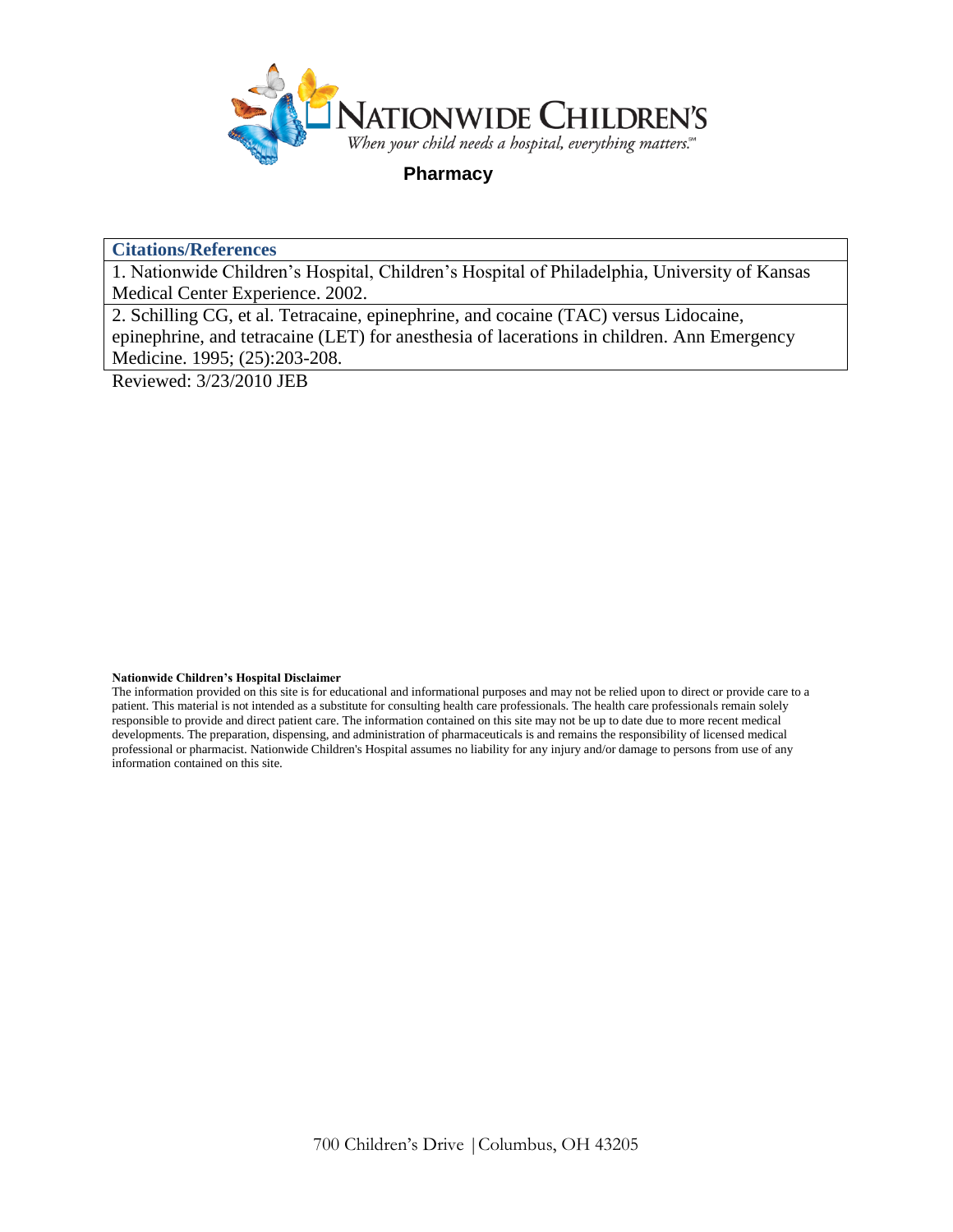**Pharmacy**

| Citations/References |
| --- |
| 1. Nationwide Children's Hospital, Children's Hospital of Philadelphia, University of Kansas Medical Center Experience. 2002. |
| 2. Schilling CG, et al. Tetracaine, epinephrine, and cocaine (TAC) versus Lidocaine, epinephrine, and tetracaine (LET) for anesthesia of lacerations in children. Ann Emergency Medicine. 1995; (25):203-208. |

Reviewed: 3/23/2010 JEB

**Nationwide Children's Hospital Disclaimer**

The information provided on this site is for educational and informational purposes and may not be relied upon to direct or provide care to a patient. This material is not intended as a substitute for consulting health care professionals. The health care professionals remain solely responsible to provide and direct patient care. The information contained on this site may not be up to date due to more recent medical developments. The preparation, dispensing, and administration of pharmaceuticals is and remains the responsibility of licensed medical professional or pharmacist. Nationwide Children's Hospital assumes no liability for any injury and/or damage to persons from use of any information contained on this site.